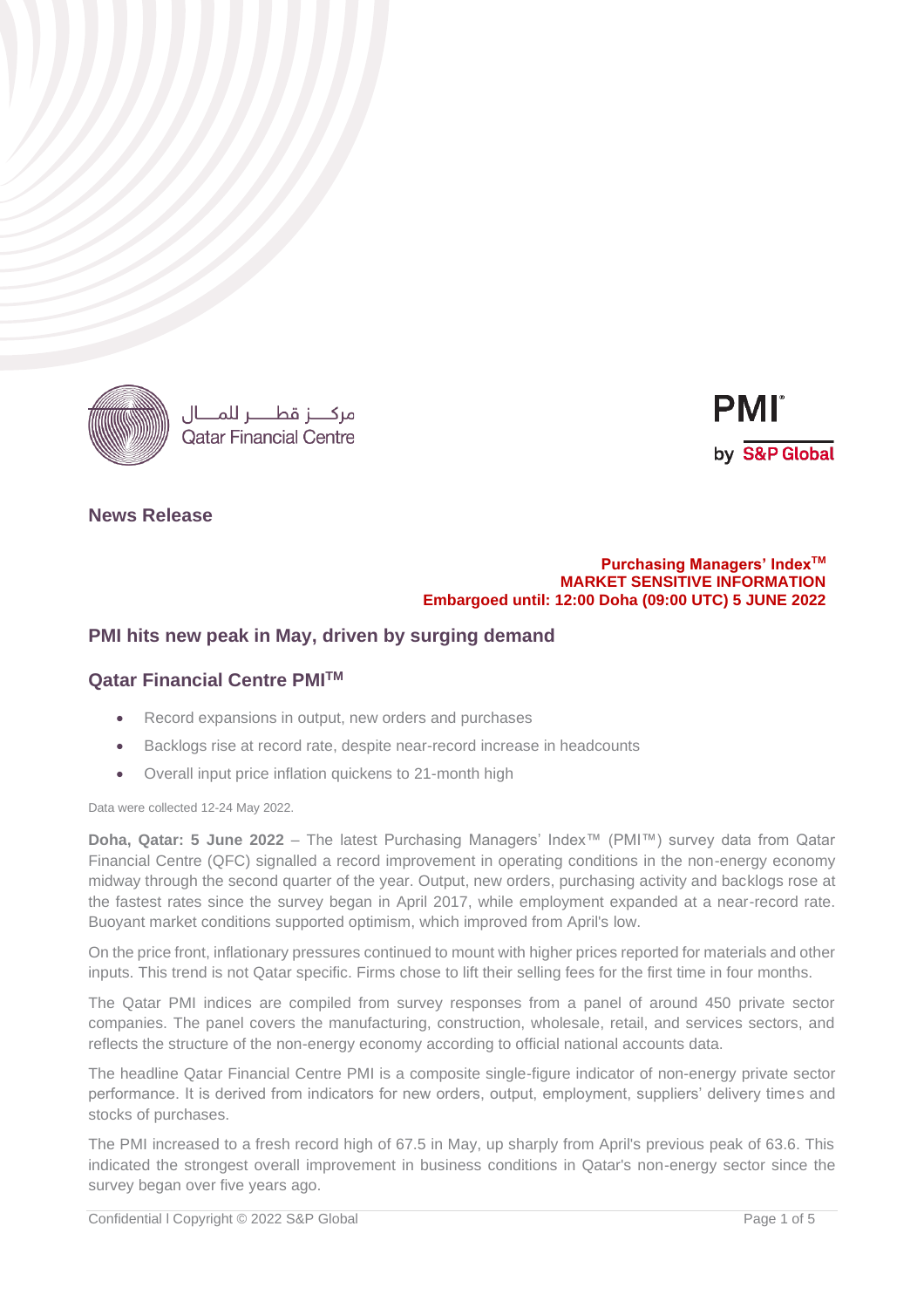مركــز قطـــر للمـــال
Qatar Financial Centre

PMI
by S&P Global

## News Release

**Purchasing Managers' Index™**
**MARKET SENSITIVE INFORMATION**
**Embargoed until: 12:00 Doha (09:00 UTC) 5 JUNE 2022**

# PMI hits new peak in May, driven by surging demand

## Qatar Financial Centre PMI™

- Record expansions in output, new orders and purchases
- Backlogs rise at record rate, despite near-record increase in headcounts
- Overall input price inflation quickens to 21-month high

Data were collected 12-24 May 2022.

**Doha, Qatar: 5 June 2022** – The latest Purchasing Managers' Index™ (PMI™) survey data from Qatar Financial Centre (QFC) signalled a record improvement in operating conditions in the non-energy economy midway through the second quarter of the year. Output, new orders, purchasing activity and backlogs rose at the fastest rates since the survey began in April 2017, while employment expanded at a near-record rate. Buoyant market conditions supported optimism, which improved from April's low.

On the price front, inflationary pressures continued to mount with higher prices reported for materials and other inputs. This trend is not Qatar specific. Firms chose to lift their selling fees for the first time in four months.

The Qatar PMI indices are compiled from survey responses from a panel of around 450 private sector companies. The panel covers the manufacturing, construction, wholesale, retail, and services sectors, and reflects the structure of the non-energy economy according to official national accounts data.

The headline Qatar Financial Centre PMI is a composite single-figure indicator of non-energy private sector performance. It is derived from indicators for new orders, output, employment, suppliers' delivery times and stocks of purchases.

The PMI increased to a fresh record high of 67.5 in May, up sharply from April's previous peak of 63.6. This indicated the strongest overall improvement in business conditions in Qatar's non-energy sector since the survey began over five years ago.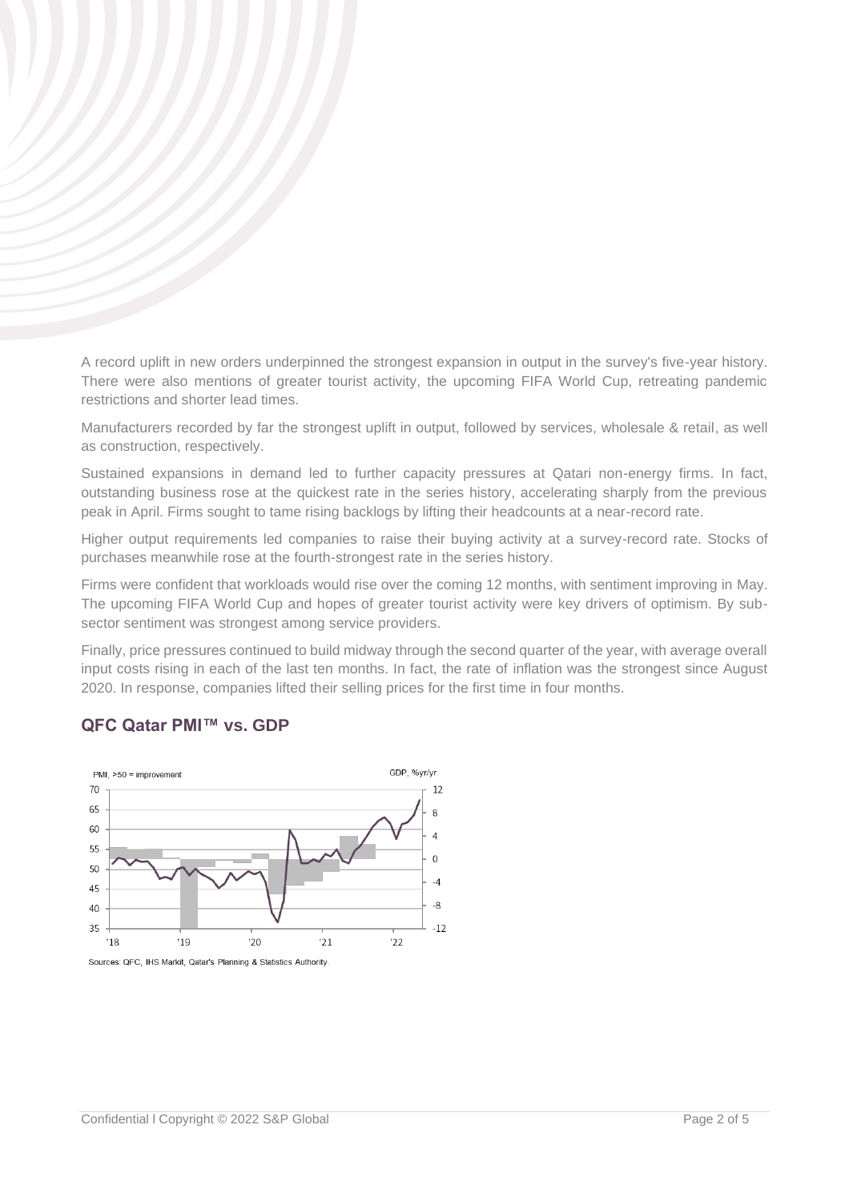A record uplift in new orders underpinned the strongest expansion in output in the survey's five-year history. There were also mentions of greater tourist activity, the upcoming FIFA World Cup, retreating pandemic restrictions and shorter lead times.

Manufacturers recorded by far the strongest uplift in output, followed by services, wholesale & retail, as well as construction, respectively.

Sustained expansions in demand led to further capacity pressures at Qatari non-energy firms. In fact, outstanding business rose at the quickest rate in the series history, accelerating sharply from the previous peak in April. Firms sought to tame rising backlogs by lifting their headcounts at a near-record rate.

Higher output requirements led companies to raise their buying activity at a survey-record rate. Stocks of purchases meanwhile rose at the fourth-strongest rate in the series history.

Firms were confident that workloads would rise over the coming 12 months, with sentiment improving in May. The upcoming FIFA World Cup and hopes of greater tourist activity were key drivers of optimism. By sub-sector sentiment was strongest among service providers.

Finally, price pressures continued to build midway through the second quarter of the year, with average overall input costs rising in each of the last ten months. In fact, the rate of inflation was the strongest since August 2020. In response, companies lifted their selling prices for the first time in four months.

## QFC Qatar PMI™ vs. GDP

Sources: QFC, IHS Markit, Qatar's Planning & Statistics Authority.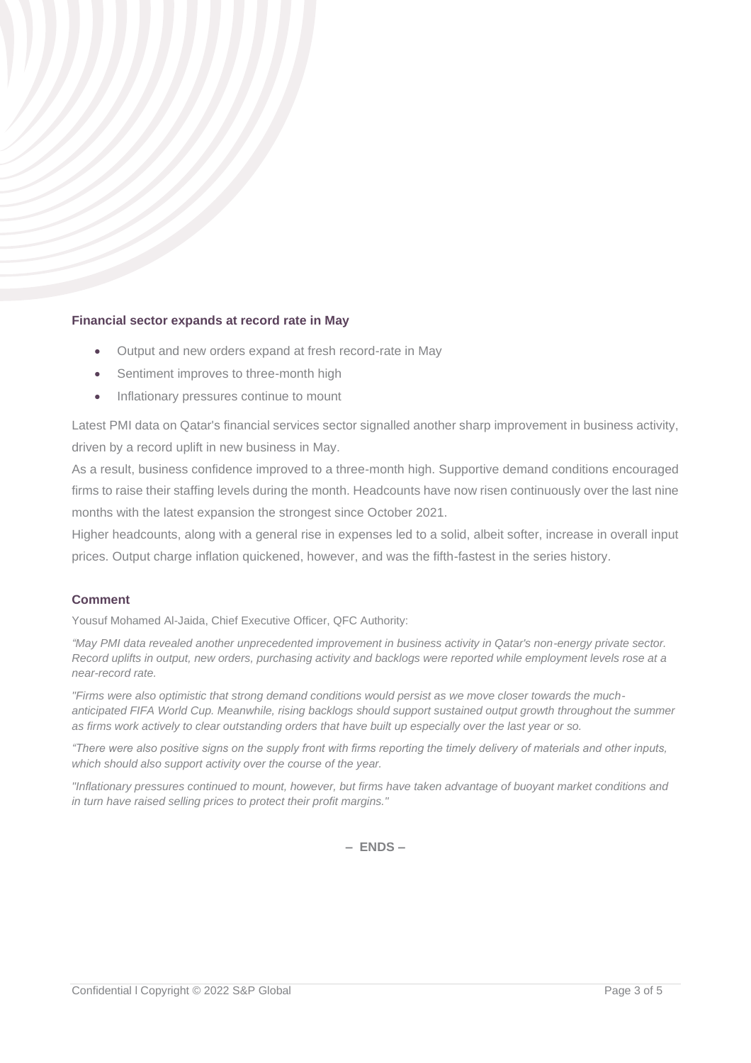## Financial sector expands at record rate in May

- Output and new orders expand at fresh record-rate in May
- Sentiment improves to three-month high
- Inflationary pressures continue to mount

Latest PMI data on Qatar's financial services sector signalled another sharp improvement in business activity, driven by a record uplift in new business in May.

As a result, business confidence improved to a three-month high. Supportive demand conditions encouraged firms to raise their staffing levels during the month. Headcounts have now risen continuously over the last nine months with the latest expansion the strongest since October 2021.

Higher headcounts, along with a general rise in expenses led to a solid, albeit softer, increase in overall input prices. Output charge inflation quickened, however, and was the fifth-fastest in the series history.

## Comment

Yousuf Mohamed Al-Jaida, Chief Executive Officer, QFC Authority:

*"May PMI data revealed another unprecedented improvement in business activity in Qatar's non-energy private sector. Record uplifts in output, new orders, purchasing activity and backlogs were reported while employment levels rose at a near-record rate.*

*"Firms were also optimistic that strong demand conditions would persist as we move closer towards the much-anticipated FIFA World Cup. Meanwhile, rising backlogs should support sustained output growth throughout the summer as firms work actively to clear outstanding orders that have built up especially over the last year or so.*

*"There were also positive signs on the supply front with firms reporting the timely delivery of materials and other inputs, which should also support activity over the course of the year.*

*"Inflationary pressures continued to mount, however, but firms have taken advantage of buoyant market conditions and in turn have raised selling prices to protect their profit margins."*

**– ENDS –**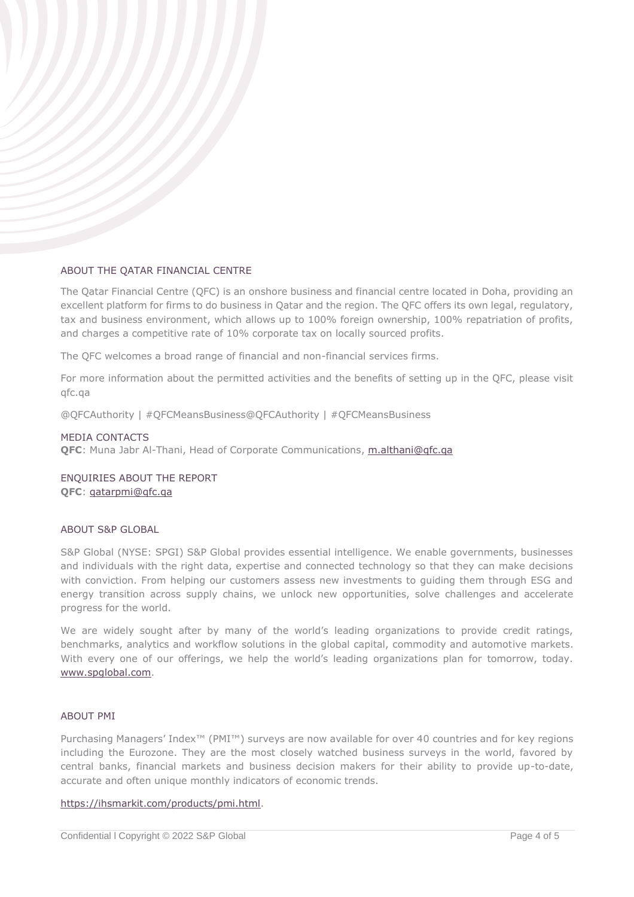## ABOUT THE QATAR FINANCIAL CENTRE

The Qatar Financial Centre (QFC) is an onshore business and financial centre located in Doha, providing an excellent platform for firms to do business in Qatar and the region. The QFC offers its own legal, regulatory, tax and business environment, which allows up to 100% foreign ownership, 100% repatriation of profits, and charges a competitive rate of 10% corporate tax on locally sourced profits.

The QFC welcomes a broad range of financial and non-financial services firms.

For more information about the permitted activities and the benefits of setting up in the QFC, please visit qfc.qa

@QFCAuthority | #QFCMeansBusiness@QFCAuthority | #QFCMeansBusiness

## MEDIA CONTACTS

**QFC**: Muna Jabr Al-Thani, Head of Corporate Communications, m.althani@qfc.qa

## ENQUIRIES ABOUT THE REPORT

**QFC**: qatarpmi@qfc.qa

## ABOUT S&P GLOBAL

S&P Global (NYSE: SPGI) S&P Global provides essential intelligence. We enable governments, businesses and individuals with the right data, expertise and connected technology so that they can make decisions with conviction. From helping our customers assess new investments to guiding them through ESG and energy transition across supply chains, we unlock new opportunities, solve challenges and accelerate progress for the world.

We are widely sought after by many of the world's leading organizations to provide credit ratings, benchmarks, analytics and workflow solutions in the global capital, commodity and automotive markets. With every one of our offerings, we help the world's leading organizations plan for tomorrow, today. www.spglobal.com.

## ABOUT PMI

Purchasing Managers' Index™ (PMI™) surveys are now available for over 40 countries and for key regions including the Eurozone. They are the most closely watched business surveys in the world, favored by central banks, financial markets and business decision makers for their ability to provide up-to-date, accurate and often unique monthly indicators of economic trends.

https://ihsmarkit.com/products/pmi.html.

Confidential | Copyright © 2022 S&P Global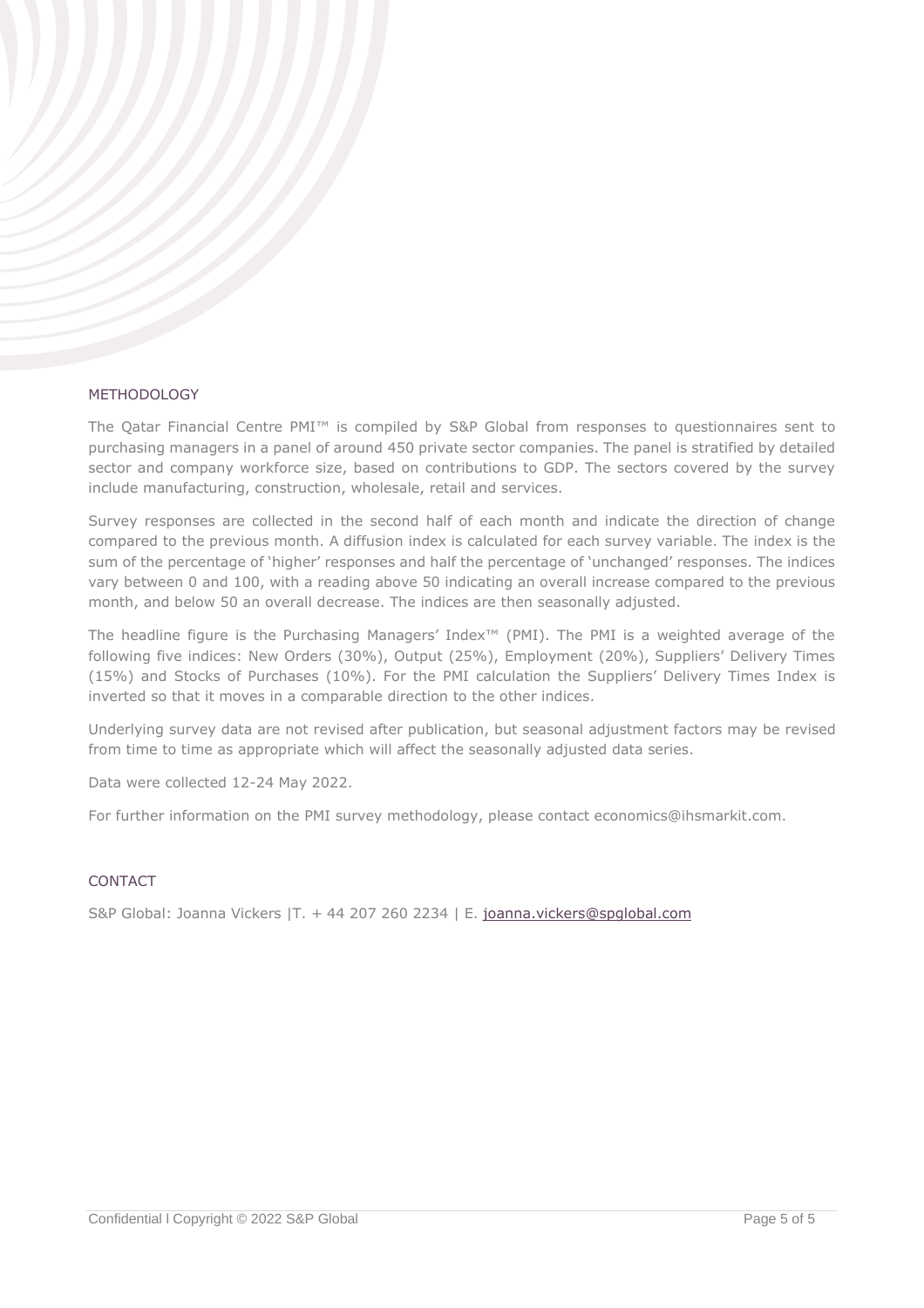## METHODOLOGY

The Qatar Financial Centre PMI™ is compiled by S&P Global from responses to questionnaires sent to purchasing managers in a panel of around 450 private sector companies. The panel is stratified by detailed sector and company workforce size, based on contributions to GDP. The sectors covered by the survey include manufacturing, construction, wholesale, retail and services.

Survey responses are collected in the second half of each month and indicate the direction of change compared to the previous month. A diffusion index is calculated for each survey variable. The index is the sum of the percentage of 'higher' responses and half the percentage of 'unchanged' responses. The indices vary between 0 and 100, with a reading above 50 indicating an overall increase compared to the previous month, and below 50 an overall decrease. The indices are then seasonally adjusted.

The headline figure is the Purchasing Managers' Index™ (PMI). The PMI is a weighted average of the following five indices: New Orders (30%), Output (25%), Employment (20%), Suppliers' Delivery Times (15%) and Stocks of Purchases (10%). For the PMI calculation the Suppliers' Delivery Times Index is inverted so that it moves in a comparable direction to the other indices.

Underlying survey data are not revised after publication, but seasonal adjustment factors may be revised from time to time as appropriate which will affect the seasonally adjusted data series.

Data were collected 12-24 May 2022.

For further information on the PMI survey methodology, please contact economics@ihsmarkit.com.

## CONTACT

S&P Global: Joanna Vickers |T. + 44 207 260 2234 | E. joanna.vickers@spglobal.com